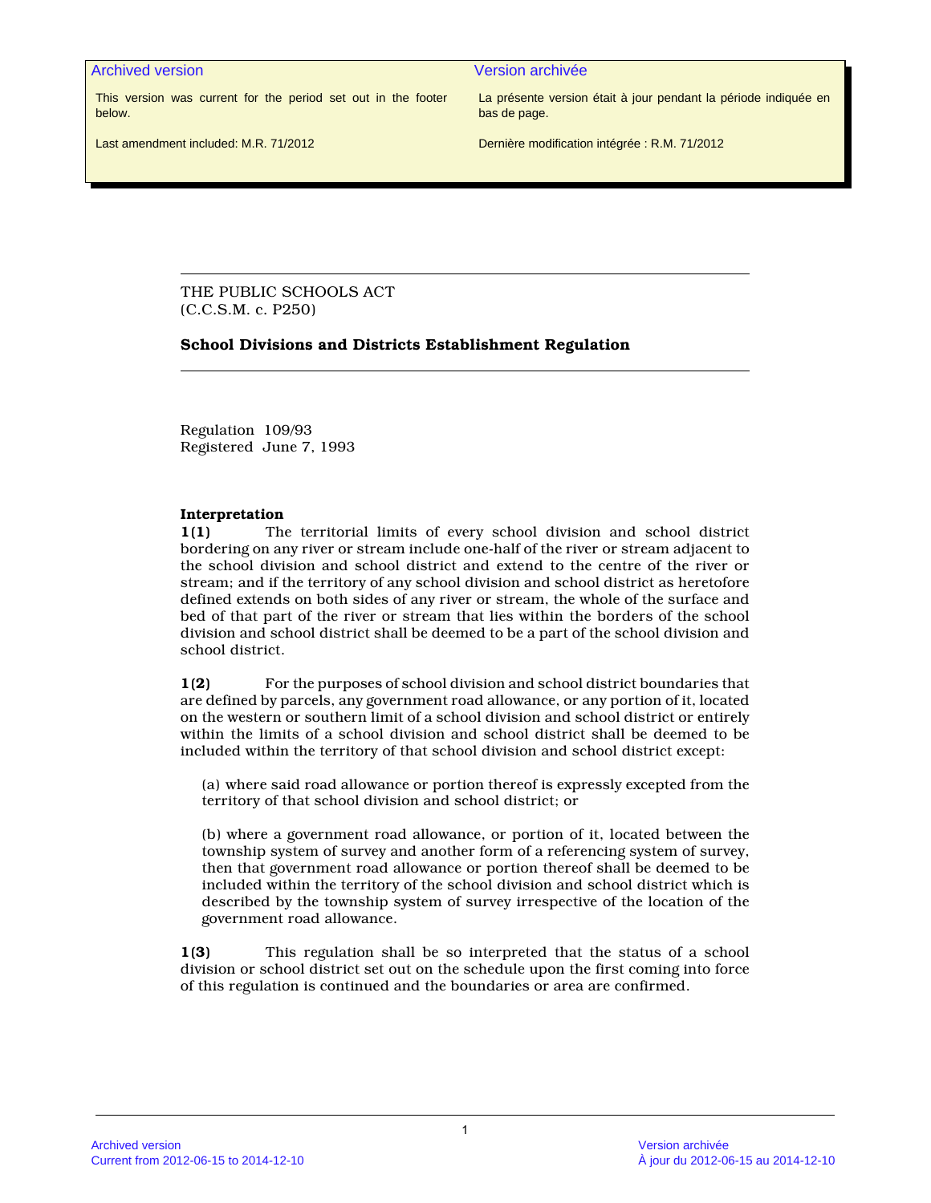| Archived version | Version archivée |
| --- | --- |
| This version was current for the period set out in the footer below. | La présente version était à jour pendant la période indiquée en bas de page. |
| Last amendment included: M.R. 71/2012 | Dernière modification intégrée : R.M. 71/2012 |

THE PUBLIC SCHOOLS ACT
(C.C.S.M. c. P250)

**School Divisions and Districts Establishment Regulation**

Regulation 109/93
Registered June 7, 1993

**Interpretation**

**1(1)** The territorial limits of every school division and school district bordering on any river or stream include one-half of the river or stream adjacent to the school division and school district and extend to the centre of the river or stream; and if the territory of any school division and school district as heretofore defined extends on both sides of any river or stream, the whole of the surface and bed of that part of the river or stream that lies within the borders of the school division and school district shall be deemed to be a part of the school division and school district.

**1(2)** For the purposes of school division and school district boundaries that are defined by parcels, any government road allowance, or any portion of it, located on the western or southern limit of a school division and school district or entirely within the limits of a school division and school district shall be deemed to be included within the territory of that school division and school district except:

(a) where said road allowance or portion thereof is expressly excepted from the territory of that school division and school district; or

(b) where a government road allowance, or portion of it, located between the township system of survey and another form of a referencing system of survey, then that government road allowance or portion thereof shall be deemed to be included within the territory of the school division and school district which is described by the township system of survey irrespective of the location of the government road allowance.

**1(3)** This regulation shall be so interpreted that the status of a school division or school district set out on the schedule upon the first coming into force of this regulation is continued and the boundaries or area are confirmed.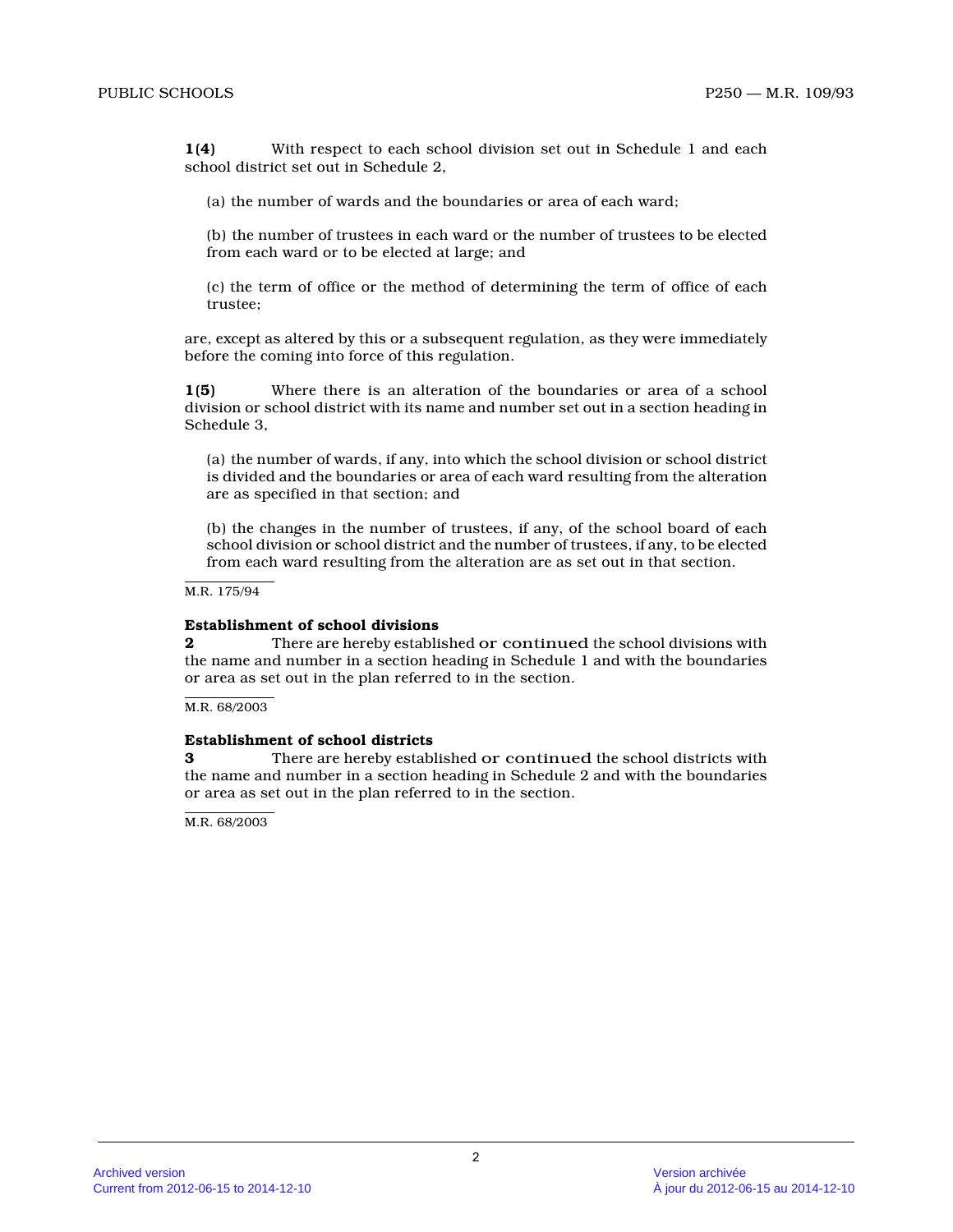**1(4)** With respect to each school division set out in Schedule 1 and each school district set out in Schedule 2,

(a) the number of wards and the boundaries or area of each ward;

(b) the number of trustees in each ward or the number of trustees to be elected from each ward or to be elected at large; and

(c) the term of office or the method of determining the term of office of each trustee;

are, except as altered by this or a subsequent regulation, as they were immediately before the coming into force of this regulation.

**1(5)** Where there is an alteration of the boundaries or area of a school division or school district with its name and number set out in a section heading in Schedule 3,

(a) the number of wards, if any, into which the school division or school district is divided and the boundaries or area of each ward resulting from the alteration are as specified in that section; and

(b) the changes in the number of trustees, if any, of the school board of each school division or school district and the number of trustees, if any, to be elected from each ward resulting from the alteration are as set out in that section.

M.R. 175/94

**Establishment of school divisions**

**2** There are hereby established or continued the school divisions with the name and number in a section heading in Schedule 1 and with the boundaries or area as set out in the plan referred to in the section.

M.R. 68/2003

**Establishment of school districts**

**3** There are hereby established or continued the school districts with the name and number in a section heading in Schedule 2 and with the boundaries or area as set out in the plan referred to in the section.

M.R. 68/2003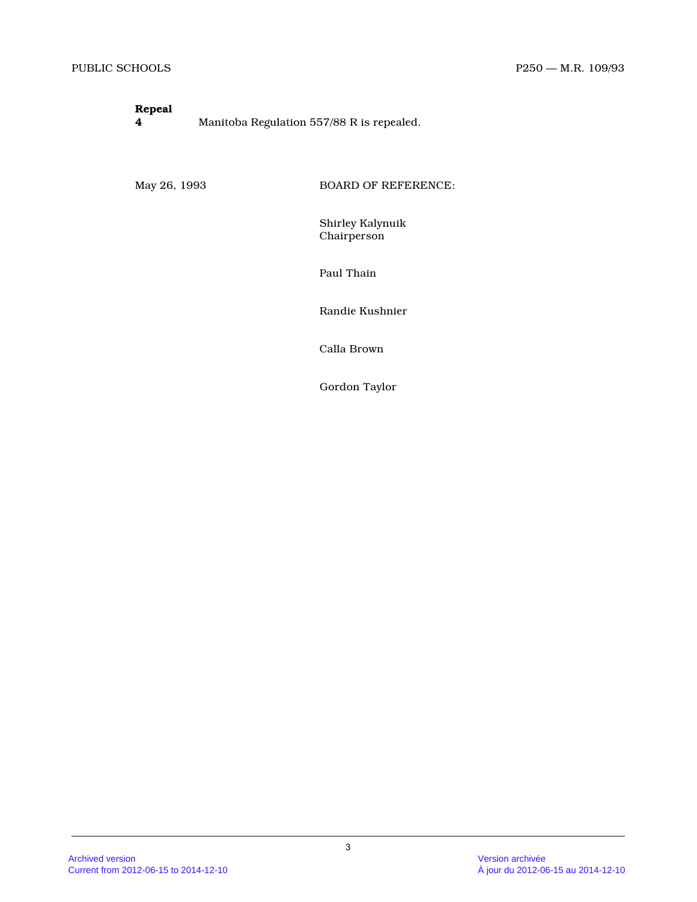**Repeal**

**4** Manitoba Regulation 557/88 R is repealed.

May 26, 1993

BOARD OF REFERENCE:

Shirley Kalynuik
Chairperson

Paul Thain

Randie Kushnier

Calla Brown

Gordon Taylor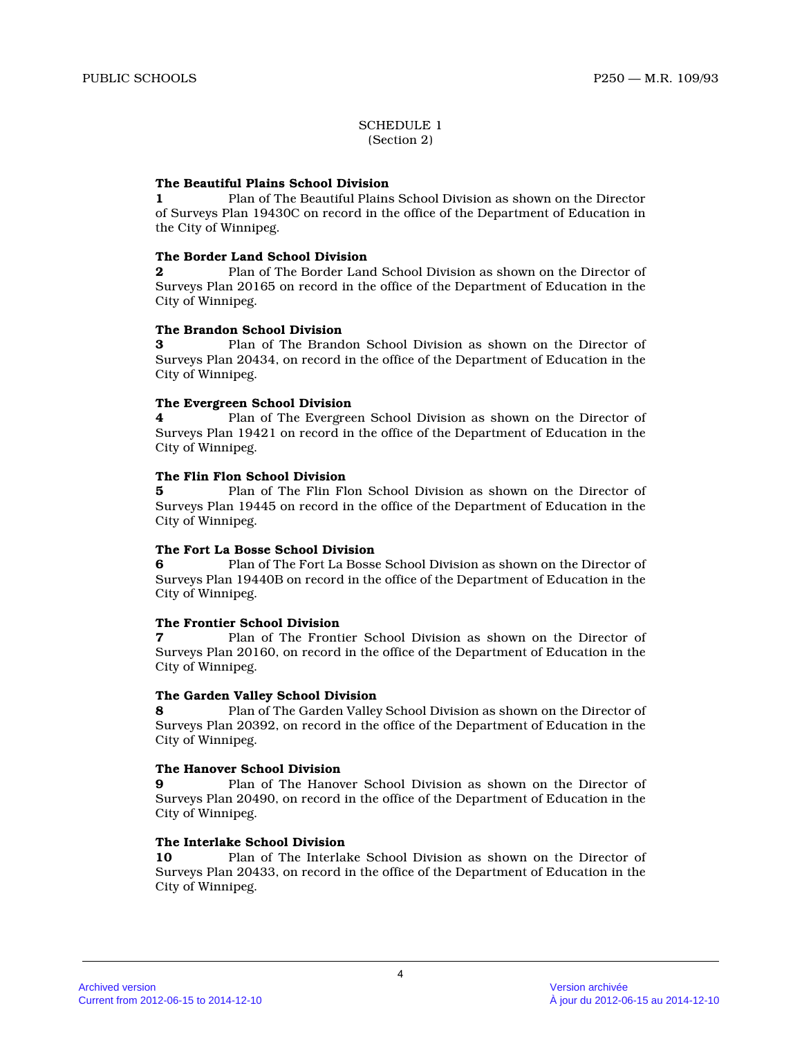SCHEDULE 1
(Section 2)

**The Beautiful Plains School Division**

**1** Plan of The Beautiful Plains School Division as shown on the Director of Surveys Plan 19430C on record in the office of the Department of Education in the City of Winnipeg.

**The Border Land School Division**

**2** Plan of The Border Land School Division as shown on the Director of Surveys Plan 20165 on record in the office of the Department of Education in the City of Winnipeg.

**The Brandon School Division**

**3** Plan of The Brandon School Division as shown on the Director of Surveys Plan 20434, on record in the office of the Department of Education in the City of Winnipeg.

**The Evergreen School Division**

**4** Plan of The Evergreen School Division as shown on the Director of Surveys Plan 19421 on record in the office of the Department of Education in the City of Winnipeg.

**The Flin Flon School Division**

**5** Plan of The Flin Flon School Division as shown on the Director of Surveys Plan 19445 on record in the office of the Department of Education in the City of Winnipeg.

**The Fort La Bosse School Division**

**6** Plan of The Fort La Bosse School Division as shown on the Director of Surveys Plan 19440B on record in the office of the Department of Education in the City of Winnipeg.

**The Frontier School Division**

**7** Plan of The Frontier School Division as shown on the Director of Surveys Plan 20160, on record in the office of the Department of Education in the City of Winnipeg.

**The Garden Valley School Division**

**8** Plan of The Garden Valley School Division as shown on the Director of Surveys Plan 20392, on record in the office of the Department of Education in the City of Winnipeg.

**The Hanover School Division**

**9** Plan of The Hanover School Division as shown on the Director of Surveys Plan 20490, on record in the office of the Department of Education in the City of Winnipeg.

**The Interlake School Division**

**10** Plan of The Interlake School Division as shown on the Director of Surveys Plan 20433, on record in the office of the Department of Education in the City of Winnipeg.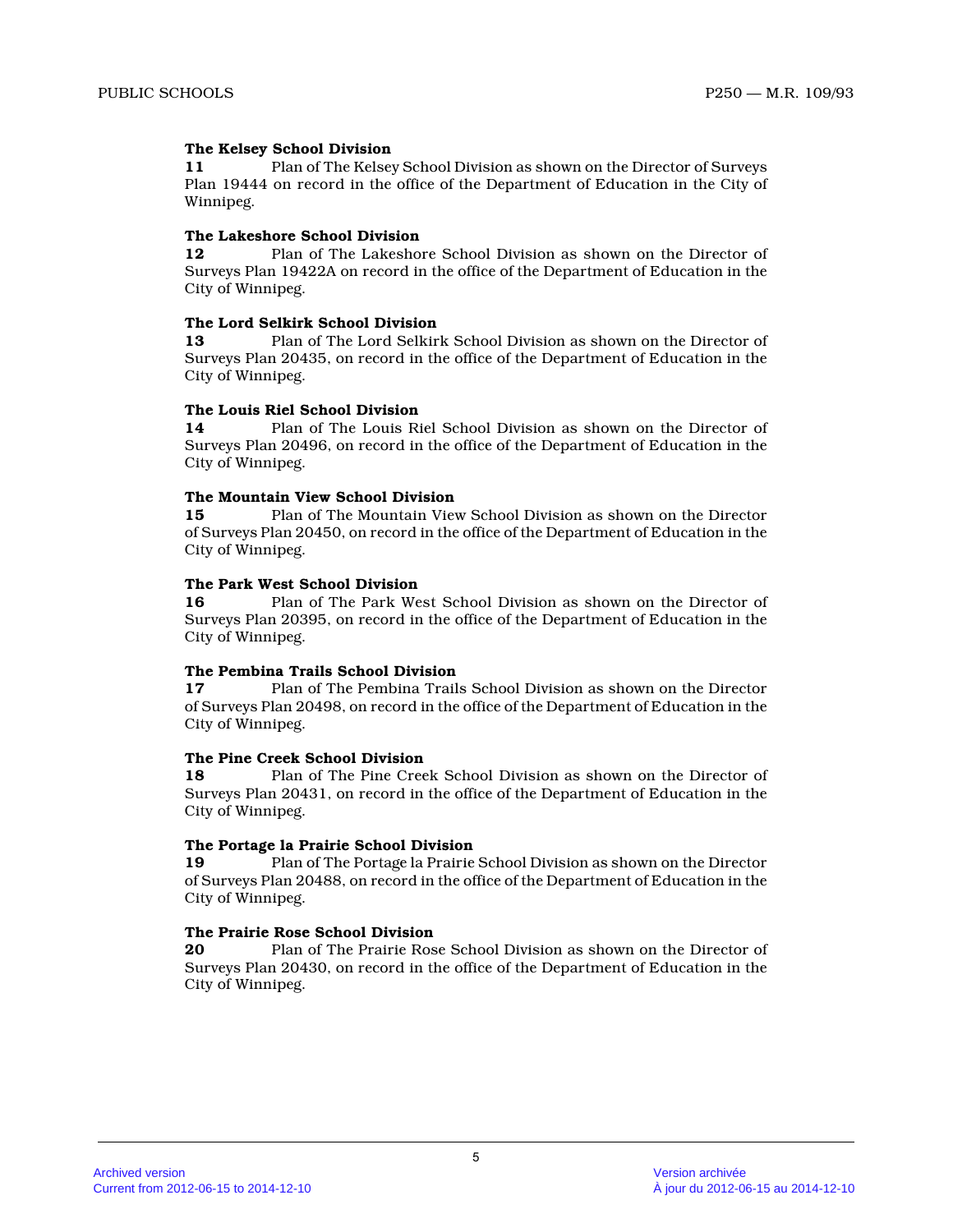**The Kelsey School Division**

**11** Plan of The Kelsey School Division as shown on the Director of Surveys Plan 19444 on record in the office of the Department of Education in the City of Winnipeg.

**The Lakeshore School Division**

**12** Plan of The Lakeshore School Division as shown on the Director of Surveys Plan 19422A on record in the office of the Department of Education in the City of Winnipeg.

**The Lord Selkirk School Division**

**13** Plan of The Lord Selkirk School Division as shown on the Director of Surveys Plan 20435, on record in the office of the Department of Education in the City of Winnipeg.

**The Louis Riel School Division**

**14** Plan of The Louis Riel School Division as shown on the Director of Surveys Plan 20496, on record in the office of the Department of Education in the City of Winnipeg.

**The Mountain View School Division**

**15** Plan of The Mountain View School Division as shown on the Director of Surveys Plan 20450, on record in the office of the Department of Education in the City of Winnipeg.

**The Park West School Division**

**16** Plan of The Park West School Division as shown on the Director of Surveys Plan 20395, on record in the office of the Department of Education in the City of Winnipeg.

**The Pembina Trails School Division**

**17** Plan of The Pembina Trails School Division as shown on the Director of Surveys Plan 20498, on record in the office of the Department of Education in the City of Winnipeg.

**The Pine Creek School Division**

**18** Plan of The Pine Creek School Division as shown on the Director of Surveys Plan 20431, on record in the office of the Department of Education in the City of Winnipeg.

**The Portage la Prairie School Division**

**19** Plan of The Portage la Prairie School Division as shown on the Director of Surveys Plan 20488, on record in the office of the Department of Education in the City of Winnipeg.

**The Prairie Rose School Division**

**20** Plan of The Prairie Rose School Division as shown on the Director of Surveys Plan 20430, on record in the office of the Department of Education in the City of Winnipeg.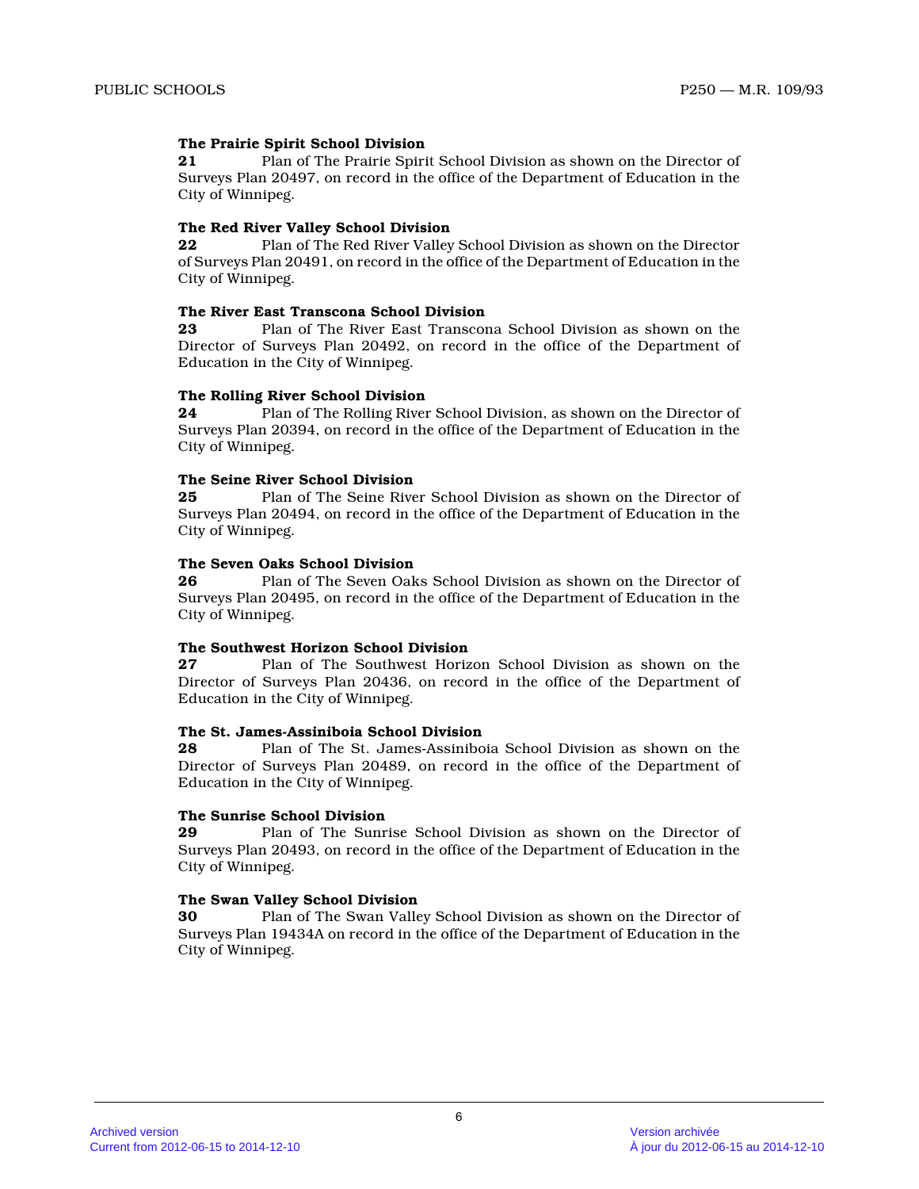**The Prairie Spirit School Division**

**21** Plan of The Prairie Spirit School Division as shown on the Director of Surveys Plan 20497, on record in the office of the Department of Education in the City of Winnipeg.

**The Red River Valley School Division**

**22** Plan of The Red River Valley School Division as shown on the Director of Surveys Plan 20491, on record in the office of the Department of Education in the City of Winnipeg.

**The River East Transcona School Division**

**23** Plan of The River East Transcona School Division as shown on the Director of Surveys Plan 20492, on record in the office of the Department of Education in the City of Winnipeg.

**The Rolling River School Division**

**24** Plan of The Rolling River School Division, as shown on the Director of Surveys Plan 20394, on record in the office of the Department of Education in the City of Winnipeg.

**The Seine River School Division**

**25** Plan of The Seine River School Division as shown on the Director of Surveys Plan 20494, on record in the office of the Department of Education in the City of Winnipeg.

**The Seven Oaks School Division**

**26** Plan of The Seven Oaks School Division as shown on the Director of Surveys Plan 20495, on record in the office of the Department of Education in the City of Winnipeg.

**The Southwest Horizon School Division**

**27** Plan of The Southwest Horizon School Division as shown on the Director of Surveys Plan 20436, on record in the office of the Department of Education in the City of Winnipeg.

**The St. James-Assiniboia School Division**

**28** Plan of The St. James-Assiniboia School Division as shown on the Director of Surveys Plan 20489, on record in the office of the Department of Education in the City of Winnipeg.

**The Sunrise School Division**

**29** Plan of The Sunrise School Division as shown on the Director of Surveys Plan 20493, on record in the office of the Department of Education in the City of Winnipeg.

**The Swan Valley School Division**

**30** Plan of The Swan Valley School Division as shown on the Director of Surveys Plan 19434A on record in the office of the Department of Education in the City of Winnipeg.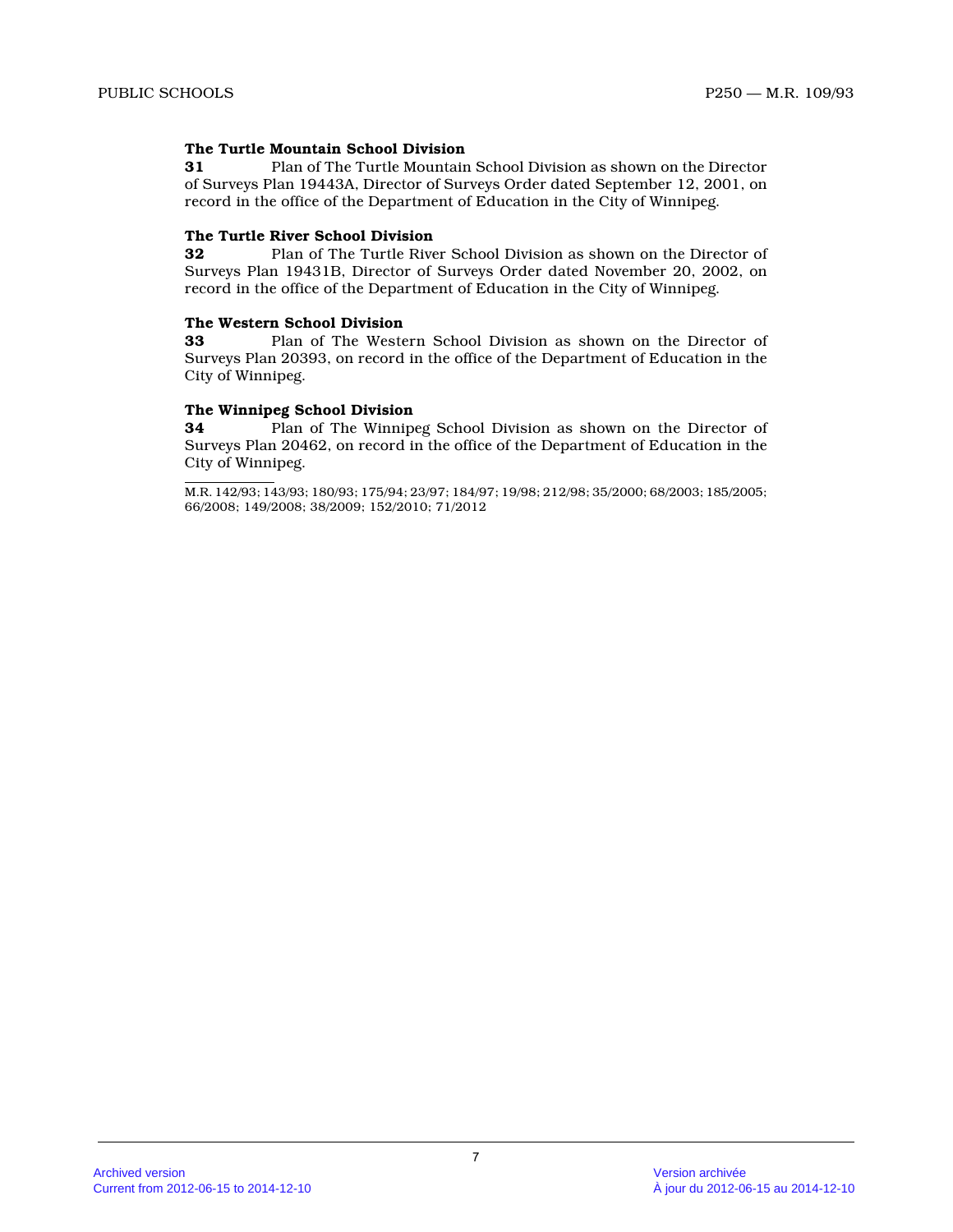**The Turtle Mountain School Division**

**31** Plan of The Turtle Mountain School Division as shown on the Director of Surveys Plan 19443A, Director of Surveys Order dated September 12, 2001, on record in the office of the Department of Education in the City of Winnipeg.

**The Turtle River School Division**

**32** Plan of The Turtle River School Division as shown on the Director of Surveys Plan 19431B, Director of Surveys Order dated November 20, 2002, on record in the office of the Department of Education in the City of Winnipeg.

**The Western School Division**

**33** Plan of The Western School Division as shown on the Director of Surveys Plan 20393, on record in the office of the Department of Education in the City of Winnipeg.

**The Winnipeg School Division**

**34** Plan of The Winnipeg School Division as shown on the Director of Surveys Plan 20462, on record in the office of the Department of Education in the City of Winnipeg.

---

M.R. 142/93; 143/93; 180/93; 175/94; 23/97; 184/97; 19/98; 212/98; 35/2000; 68/2003; 185/2005; 66/2008; 149/2008; 38/2009; 152/2010; 71/2012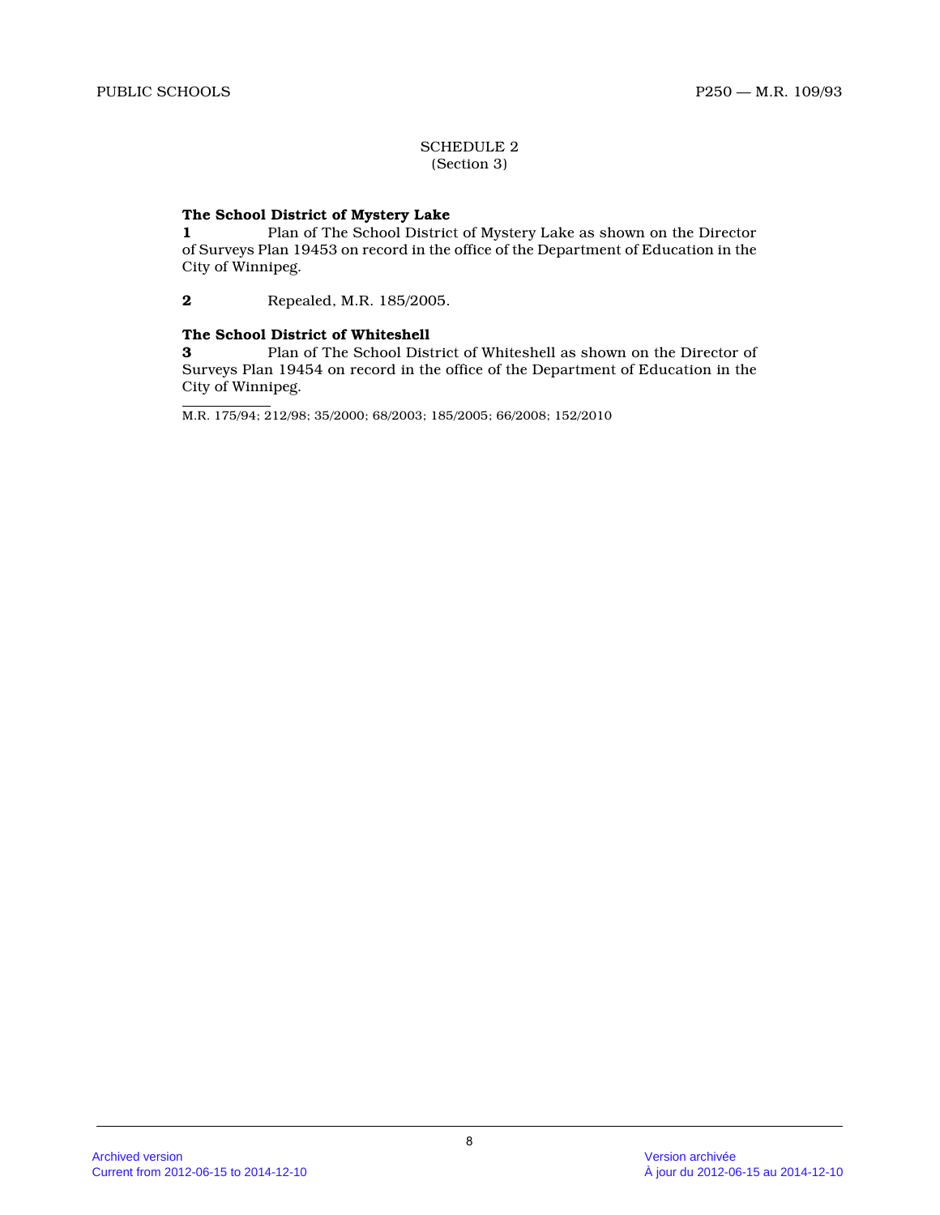SCHEDULE 2
(Section 3)

**The School District of Mystery Lake**

**1** Plan of The School District of Mystery Lake as shown on the Director of Surveys Plan 19453 on record in the office of the Department of Education in the City of Winnipeg.

**2** Repealed, M.R. 185/2005.

**The School District of Whiteshell**

**3** Plan of The School District of Whiteshell as shown on the Director of Surveys Plan 19454 on record in the office of the Department of Education in the City of Winnipeg.

M.R. 175/94; 212/98; 35/2000; 68/2003; 185/2005; 66/2008; 152/2010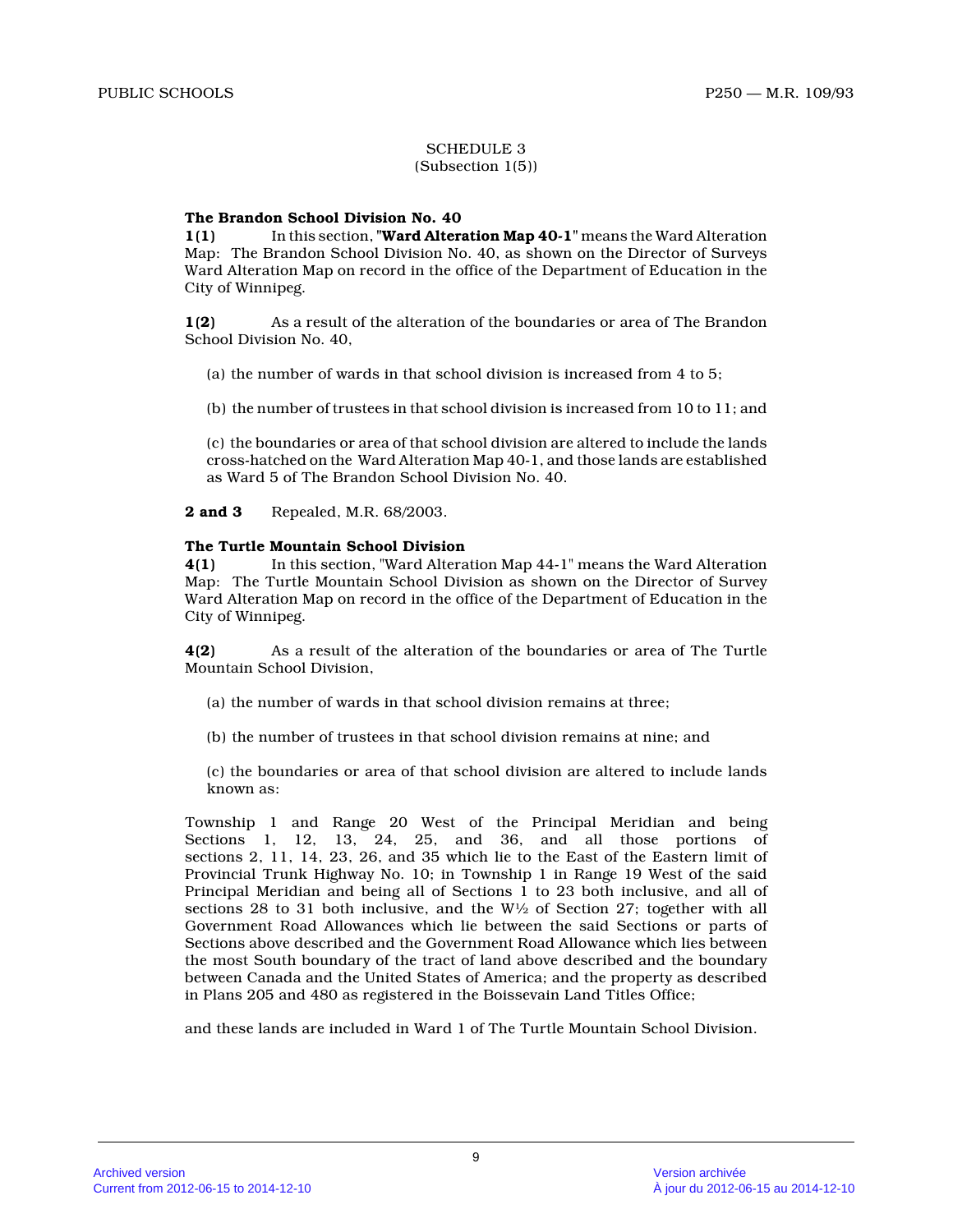SCHEDULE 3
(Subsection 1(5))

**The Brandon School Division No. 40**

**1(1)** In this section, "**Ward Alteration Map 40-1**" means the Ward Alteration Map: The Brandon School Division No. 40, as shown on the Director of Surveys Ward Alteration Map on record in the office of the Department of Education in the City of Winnipeg.

**1(2)** As a result of the alteration of the boundaries or area of The Brandon School Division No. 40,

(a) the number of wards in that school division is increased from 4 to 5;

(b) the number of trustees in that school division is increased from 10 to 11; and

(c) the boundaries or area of that school division are altered to include the lands cross-hatched on the Ward Alteration Map 40-1, and those lands are established as Ward 5 of The Brandon School Division No. 40.

**2 and 3** Repealed, M.R. 68/2003.

**The Turtle Mountain School Division**

**4(1)** In this section, "Ward Alteration Map 44-1" means the Ward Alteration Map: The Turtle Mountain School Division as shown on the Director of Survey Ward Alteration Map on record in the office of the Department of Education in the City of Winnipeg.

**4(2)** As a result of the alteration of the boundaries or area of The Turtle Mountain School Division,

(a) the number of wards in that school division remains at three;

(b) the number of trustees in that school division remains at nine; and

(c) the boundaries or area of that school division are altered to include lands known as:

Township 1 and Range 20 West of the Principal Meridian and being Sections 1, 12, 13, 24, 25, and 36, and all those portions of sections 2, 11, 14, 23, 26, and 35 which lie to the East of the Eastern limit of Provincial Trunk Highway No. 10; in Township 1 in Range 19 West of the said Principal Meridian and being all of Sections 1 to 23 both inclusive, and all of sections 28 to 31 both inclusive, and the W½ of Section 27; together with all Government Road Allowances which lie between the said Sections or parts of Sections above described and the Government Road Allowance which lies between the most South boundary of the tract of land above described and the boundary between Canada and the United States of America; and the property as described in Plans 205 and 480 as registered in the Boissevain Land Titles Office;

and these lands are included in Ward 1 of The Turtle Mountain School Division.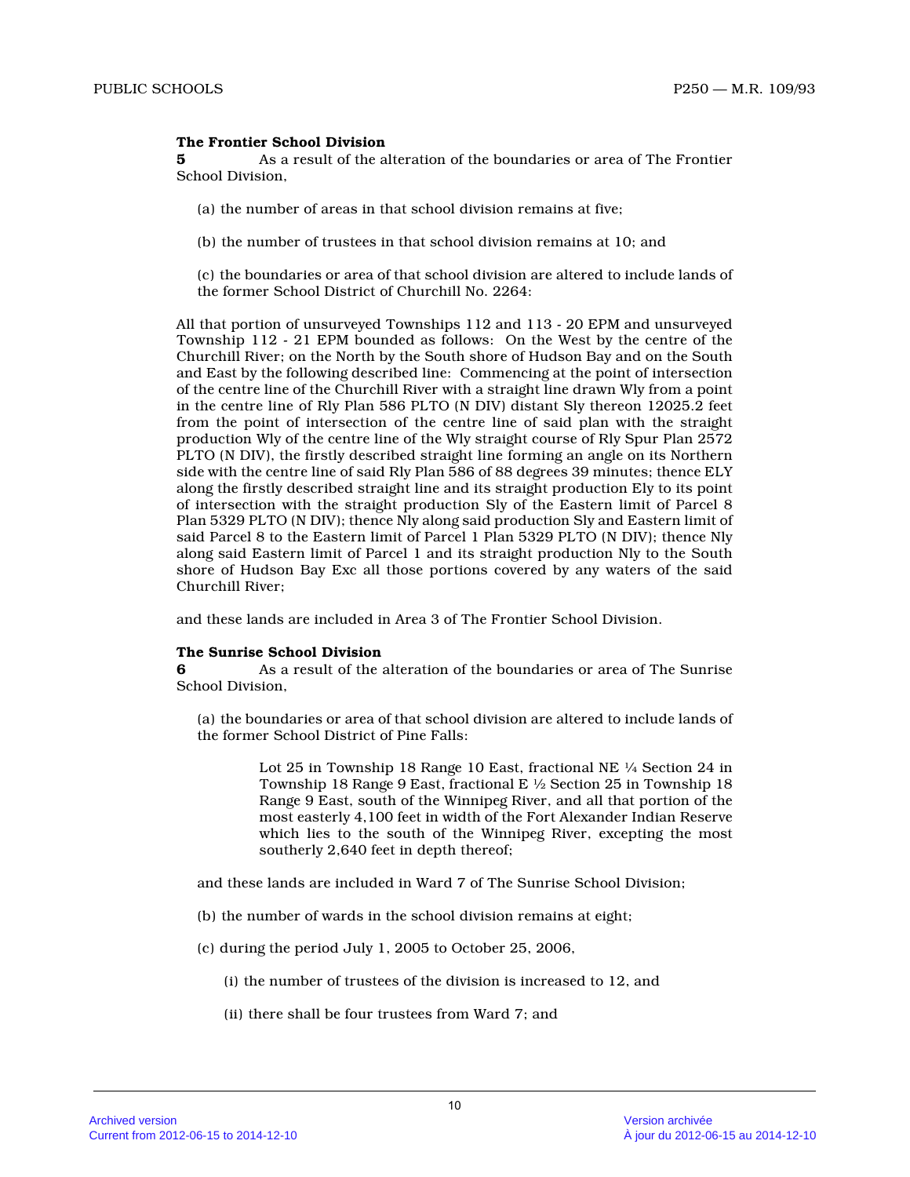**The Frontier School Division**

**5** As a result of the alteration of the boundaries or area of The Frontier School Division,

(a) the number of areas in that school division remains at five;

(b) the number of trustees in that school division remains at 10; and

(c) the boundaries or area of that school division are altered to include lands of the former School District of Churchill No. 2264:

All that portion of unsurveyed Townships 112 and 113 - 20 EPM and unsurveyed Township 112 - 21 EPM bounded as follows: On the West by the centre of the Churchill River; on the North by the South shore of Hudson Bay and on the South and East by the following described line: Commencing at the point of intersection of the centre line of the Churchill River with a straight line drawn Wly from a point in the centre line of Rly Plan 586 PLTO (N DIV) distant Sly thereon 12025.2 feet from the point of intersection of the centre line of said plan with the straight production Wly of the centre line of the Wly straight course of Rly Spur Plan 2572 PLTO (N DIV), the firstly described straight line forming an angle on its Northern side with the centre line of said Rly Plan 586 of 88 degrees 39 minutes; thence ELY along the firstly described straight line and its straight production Ely to its point of intersection with the straight production Sly of the Eastern limit of Parcel 8 Plan 5329 PLTO (N DIV); thence Nly along said production Sly and Eastern limit of said Parcel 8 to the Eastern limit of Parcel 1 Plan 5329 PLTO (N DIV); thence Nly along said Eastern limit of Parcel 1 and its straight production Nly to the South shore of Hudson Bay Exc all those portions covered by any waters of the said Churchill River;

and these lands are included in Area 3 of The Frontier School Division.

**The Sunrise School Division**

**6** As a result of the alteration of the boundaries or area of The Sunrise School Division,

(a) the boundaries or area of that school division are altered to include lands of the former School District of Pine Falls:

> Lot 25 in Township 18 Range 10 East, fractional NE ¼ Section 24 in Township 18 Range 9 East, fractional E ½ Section 25 in Township 18 Range 9 East, south of the Winnipeg River, and all that portion of the most easterly 4,100 feet in width of the Fort Alexander Indian Reserve which lies to the south of the Winnipeg River, excepting the most southerly 2,640 feet in depth thereof;

and these lands are included in Ward 7 of The Sunrise School Division;

(b) the number of wards in the school division remains at eight;

(c) during the period July 1, 2005 to October 25, 2006,

(i) the number of trustees of the division is increased to 12, and

(ii) there shall be four trustees from Ward 7; and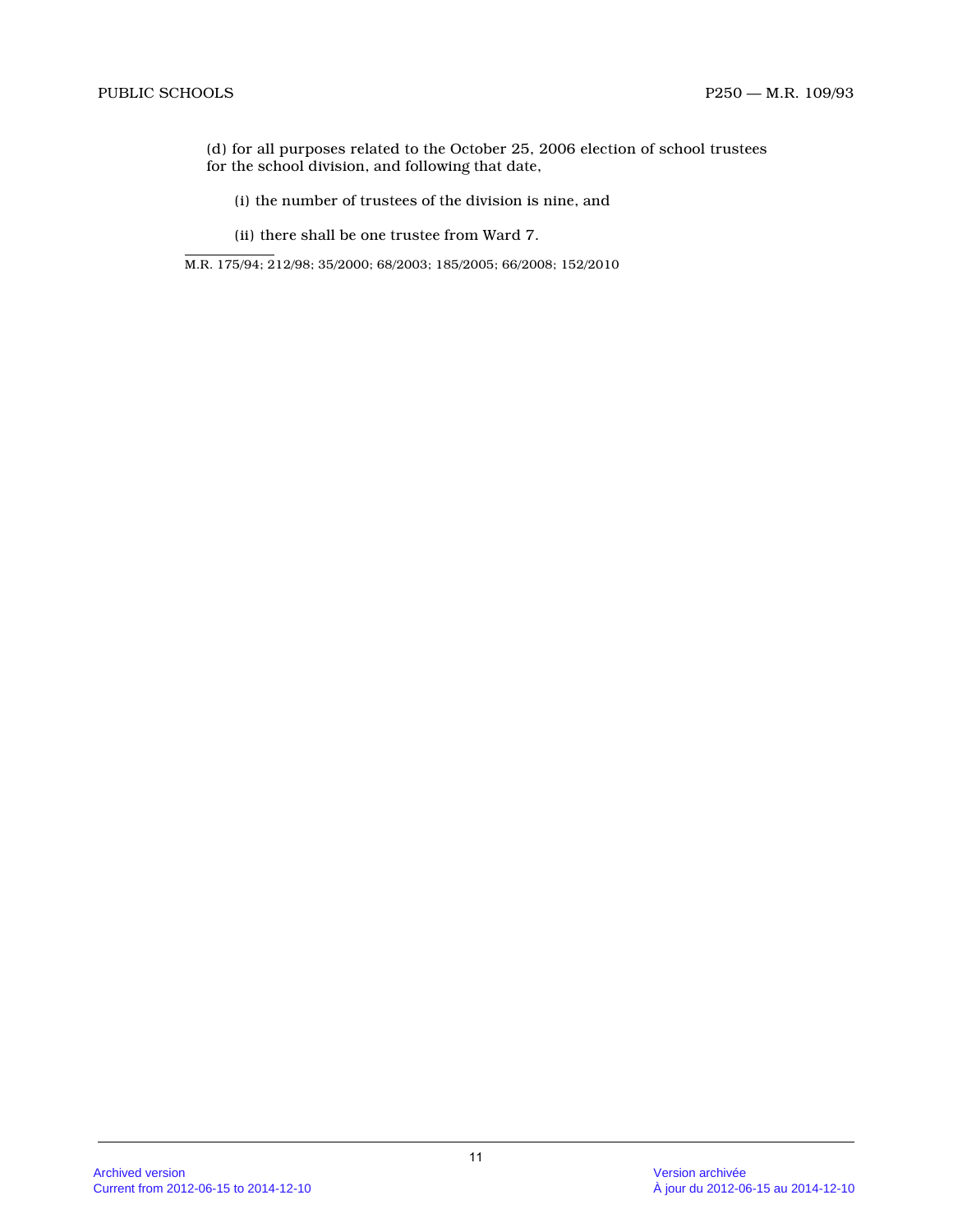(d) for all purposes related to the October 25, 2006 election of school trustees for the school division, and following that date,

(i) the number of trustees of the division is nine, and

(ii) there shall be one trustee from Ward 7.

M.R. 175/94; 212/98; 35/2000; 68/2003; 185/2005; 66/2008; 152/2010